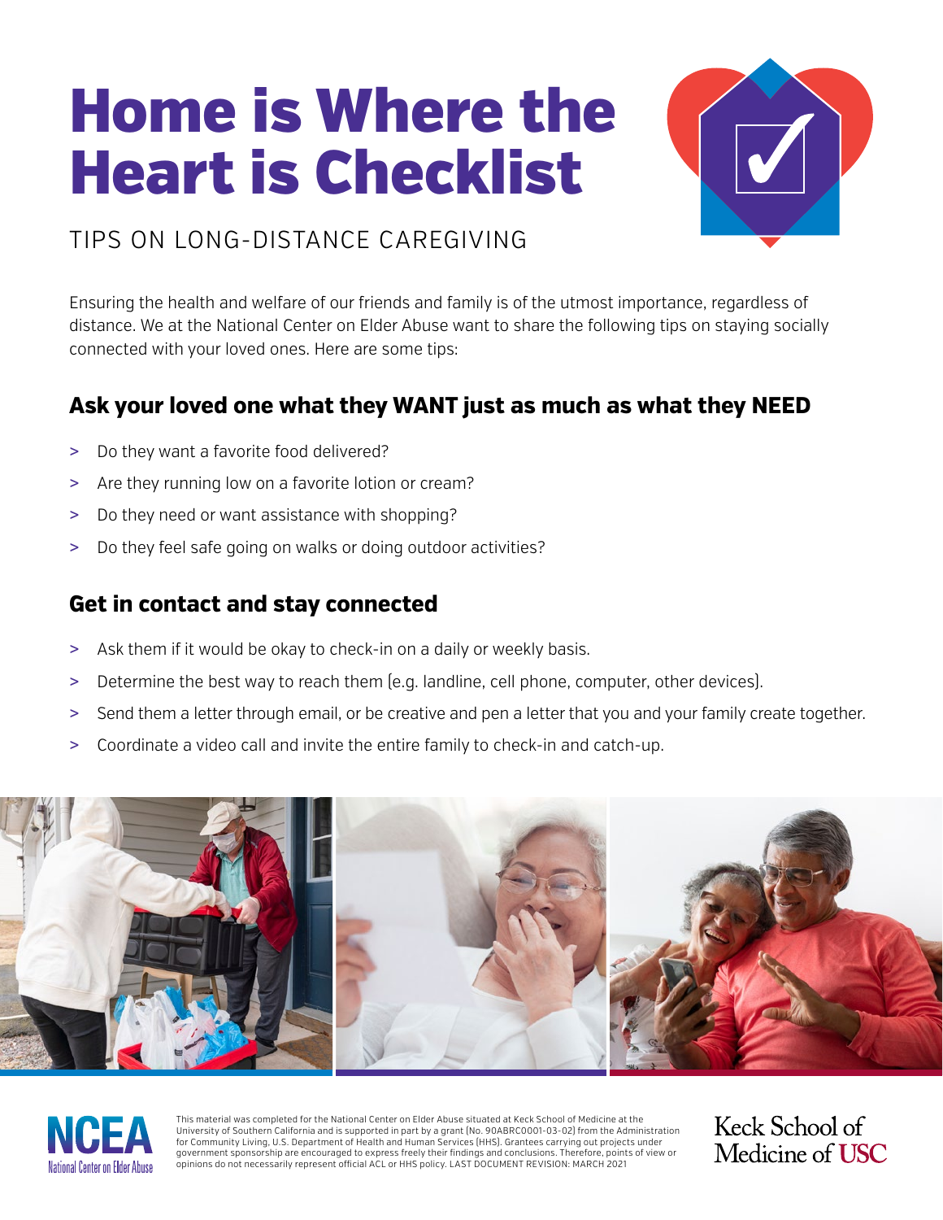# Home is Where the Heart is Checklist

TIPS ON LONG-DISTANCE CAREGIVING

Ensuring the health and welfare of our friends and family is of the utmost importance, regardless of distance. We at the National Center on Elder Abuse want to share the following tips on staying socially connected with your loved ones. Here are some tips:

## Ask your loved one what they WANT just as much as what they NEED

- Do they want a favorite food delivered?
- Are they running low on a favorite lotion or cream?
- Do they need or want assistance with shopping?
- Do they feel safe going on walks or doing outdoor activities?

## Get in contact and stay connected

- Ask them if it would be okay to check-in on a daily or weekly basis.
- Determine the best way to reach them (e.g. landline, cell phone, computer, other devices).
- Send them a letter through email, or be creative and pen a letter that you and your family create together.
- Coordinate a video call and invite the entire family to check-in and catch-up.

NCEA National Center on Elder Abuse

This material was completed for the National Center on Elder Abuse situated at Keck School of Medicine at the University of Southern California and is supported in part by a grant (No. 90ABRC0001-03-02) from the Administration for Community Living, U.S. Department of Health and Human Services (HHS). Grantees carrying out projects under government sponsorship are encouraged to express freely their findings and conclusions. Therefore, points of view or opinions do not necessarily represent official ACL or HHS policy. LAST DOCUMENT REVISION: MARCH 2021

Keck School of Medicine of USC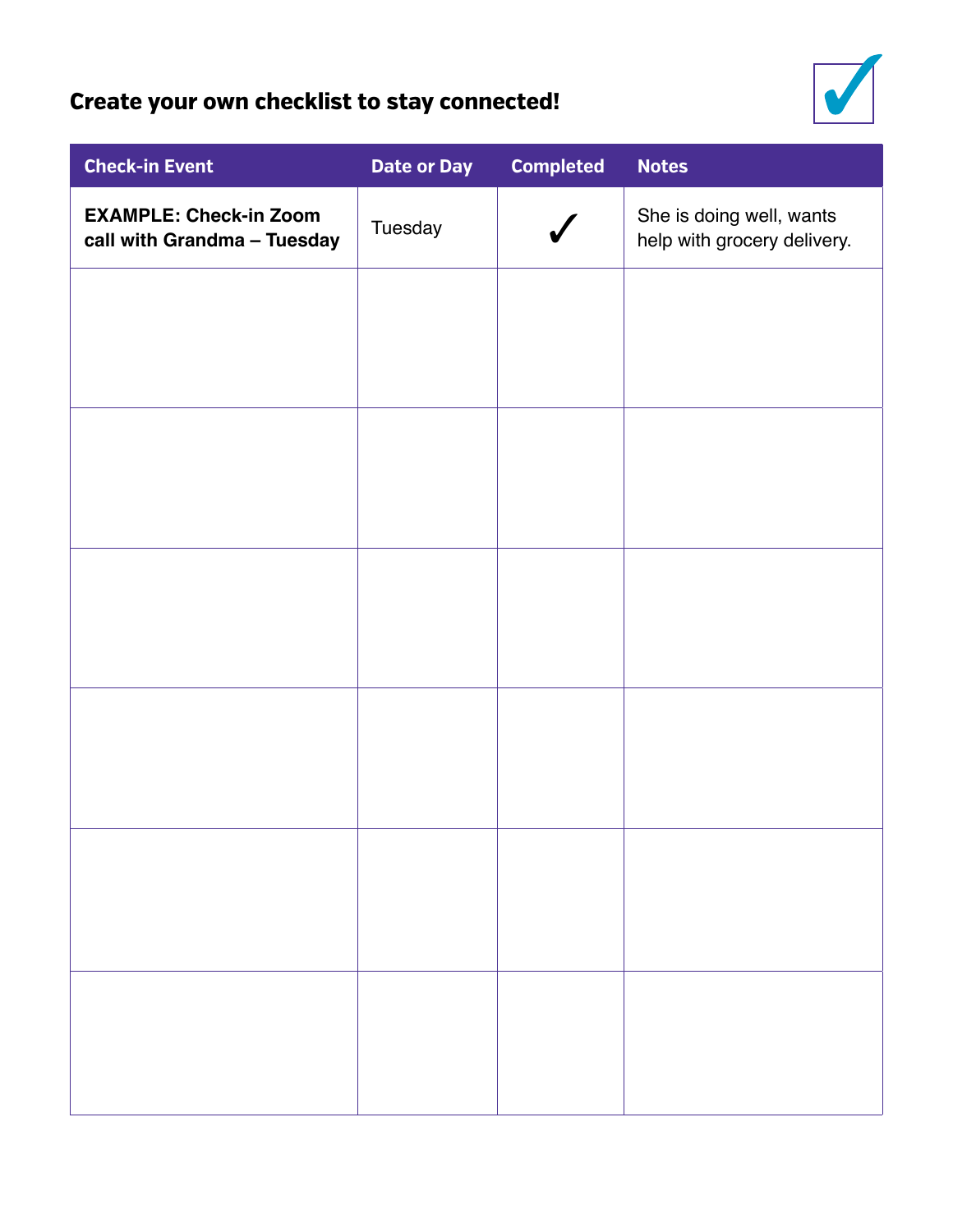## Create your own checklist to stay connected!

| Check-in Event | Date or Day | Completed | Notes |
|---|---|---|---|
| **EXAMPLE: Check-in Zoom call with Grandma – Tuesday** | Tuesday | ✓ | She is doing well, wants help with grocery delivery. |
| | | | |
| | | | |
| | | | |
| | | | |
| | | | |
| | | | |